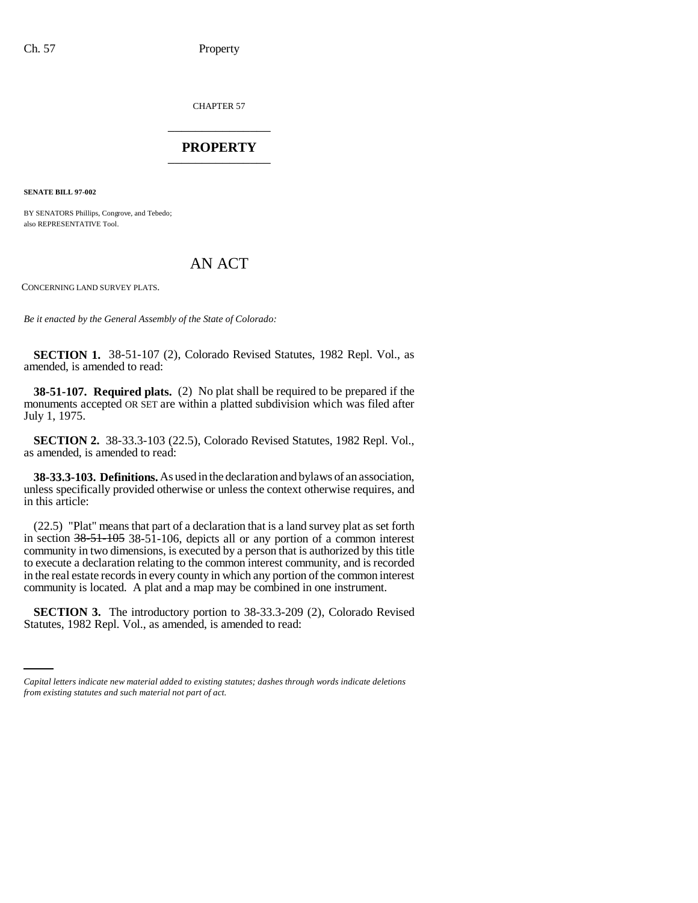CHAPTER 57

# PROPERTY

**SENATE BILL 97-002**

BY SENATORS Phillips, Congrove, and Tebedo;
also REPRESENTATIVE Tool.

# AN ACT

CONCERNING LAND SURVEY PLATS.

*Be it enacted by the General Assembly of the State of Colorado:*

**SECTION 1.** 38-51-107 (2), Colorado Revised Statutes, 1982 Repl. Vol., as amended, is amended to read:

**38-51-107. Required plats.** (2) No plat shall be required to be prepared if the monuments accepted OR SET are within a platted subdivision which was filed after July 1, 1975.

**SECTION 2.** 38-33.3-103 (22.5), Colorado Revised Statutes, 1982 Repl. Vol., as amended, is amended to read:

**38-33.3-103. Definitions.** As used in the declaration and bylaws of an association, unless specifically provided otherwise or unless the context otherwise requires, and in this article:

(22.5) "Plat" means that part of a declaration that is a land survey plat as set forth in section ~~38-51-105~~ 38-51-106, depicts all or any portion of a common interest community in two dimensions, is executed by a person that is authorized by this title to execute a declaration relating to the common interest community, and is recorded in the real estate records in every county in which any portion of the common interest community is located. A plat and a map may be combined in one instrument.

**SECTION 3.** The introductory portion to 38-33.3-209 (2), Colorado Revised Statutes, 1982 Repl. Vol., as amended, is amended to read:

*Capital letters indicate new material added to existing statutes; dashes through words indicate deletions from existing statutes and such material not part of act.*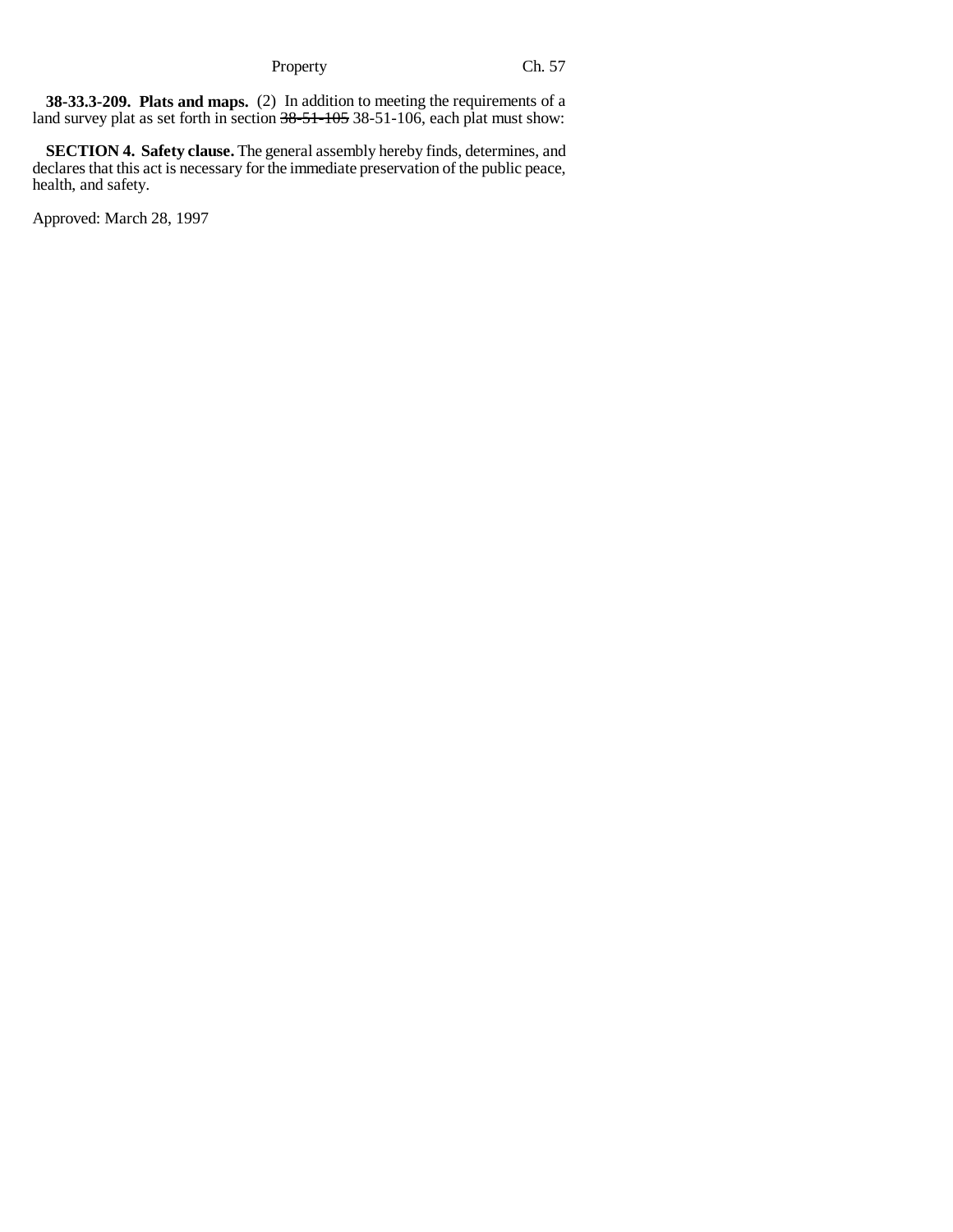**38-33.3-209. Plats and maps.** (2) In addition to meeting the requirements of a land survey plat as set forth in section ~~38-51-105~~ 38-51-106, each plat must show:

**SECTION 4. Safety clause.** The general assembly hereby finds, determines, and declares that this act is necessary for the immediate preservation of the public peace, health, and safety.

Approved: March 28, 1997